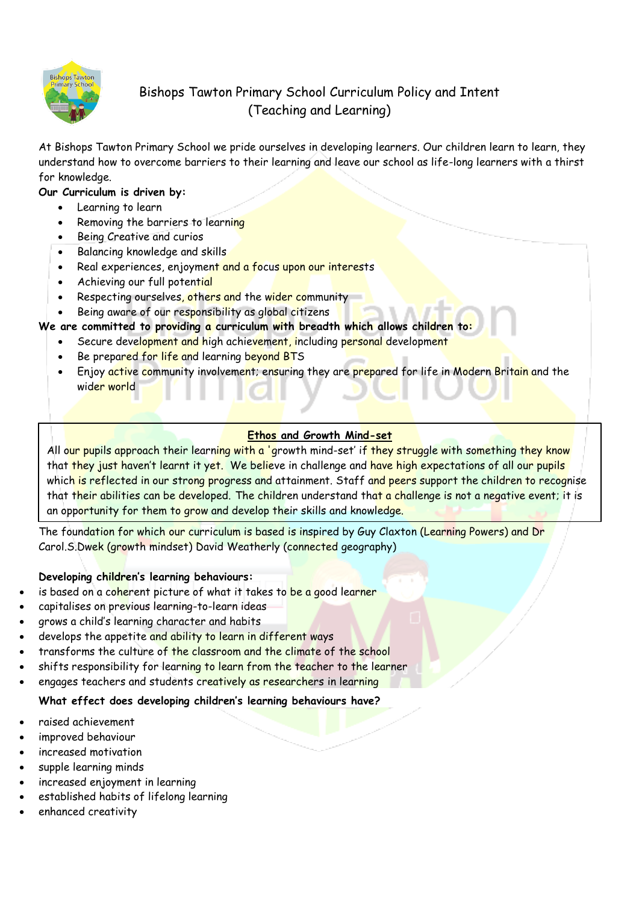# Bishops Tawton Primary School Curriculum Policy and Intent
## (Teaching and Learning)

At Bishops Tawton Primary School we pride ourselves in developing learners. Our children learn to learn, they understand how to overcome barriers to their learning and leave our school as life-long learners with a thirst for knowledge.

**Our Curriculum is driven by:**

- Learning to learn
- Removing the barriers to learning
- Being Creative and curios
- Balancing knowledge and skills
- Real experiences, enjoyment and a focus upon our interests
- Achieving our full potential
- Respecting ourselves, others and the wider community
- Being aware of our responsibility as global citizens

**We are committed to providing a curriculum with breadth which allows children to:**

- Secure development and high achievement, including personal development
- Be prepared for life and learning beyond BTS
- Enjoy active community involvement; ensuring they are prepared for life in Modern Britain and the wider world

**Ethos and Growth Mind-set**

All our pupils approach their learning with a 'growth mind-set' if they struggle with something they know that they just haven't learnt it yet. We believe in challenge and have high expectations of all our pupils which is reflected in our strong progress and attainment. Staff and peers support the children to recognise that their abilities can be developed. The children understand that a challenge is not a negative event; it is an opportunity for them to grow and develop their skills and knowledge.

The foundation for which our curriculum is based is inspired by Guy Claxton (Learning Powers) and Dr Carol.S.Dwek (growth mindset) David Weatherly (connected geography)

**Developing children's learning behaviours:**

- is based on a coherent picture of what it takes to be a good learner
- capitalises on previous learning-to-learn ideas
- grows a child's learning character and habits
- develops the appetite and ability to learn in different ways
- transforms the culture of the classroom and the climate of the school
- shifts responsibility for learning to learn from the teacher to the learner
- engages teachers and students creatively as researchers in learning

**What effect does developing children's learning behaviours have?**

- raised achievement
- improved behaviour
- increased motivation
- supple learning minds
- increased enjoyment in learning
- established habits of lifelong learning
- enhanced creativity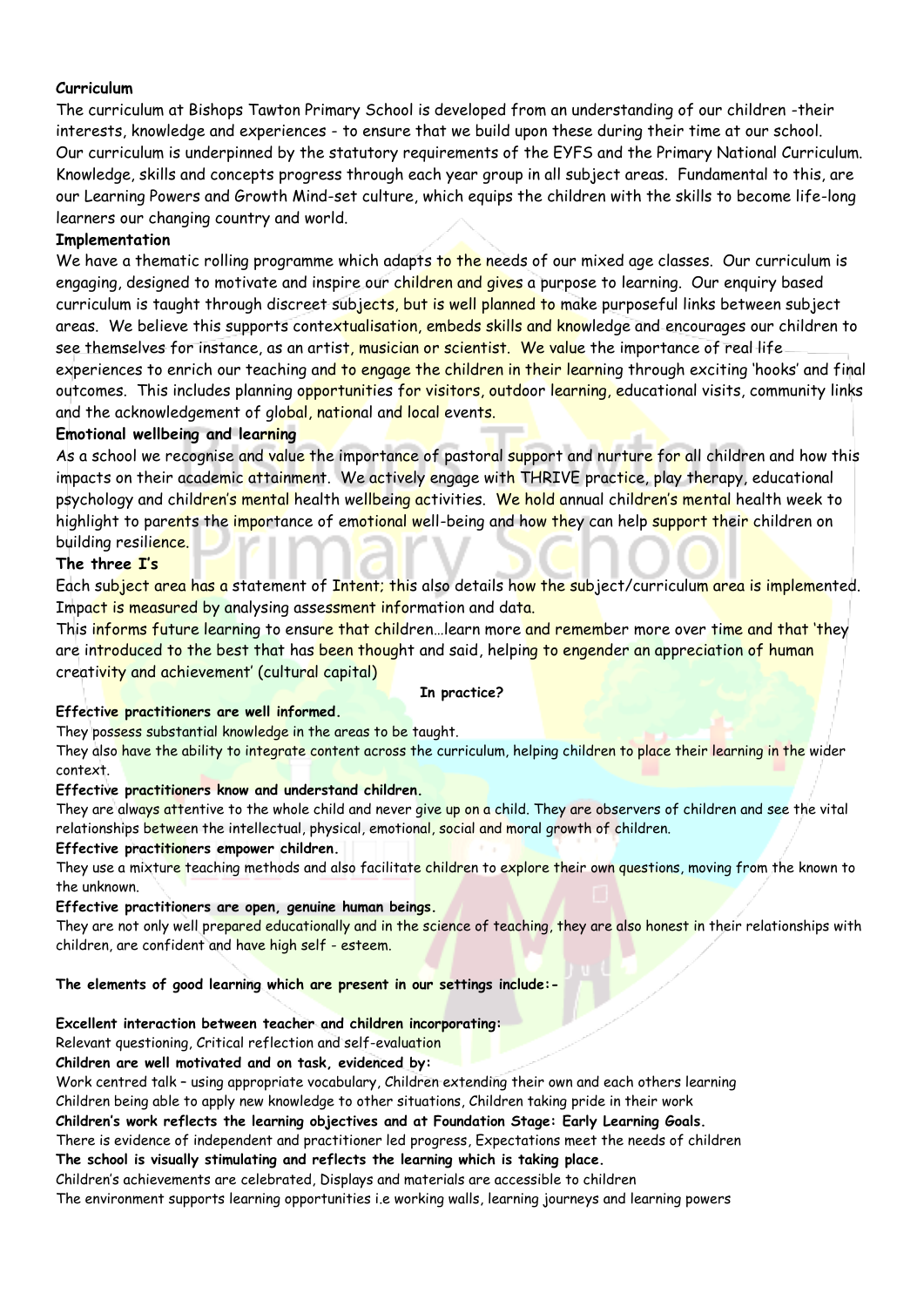**Curriculum**

The curriculum at Bishops Tawton Primary School is developed from an understanding of our children -their interests, knowledge and experiences - to ensure that we build upon these during their time at our school. Our curriculum is underpinned by the statutory requirements of the EYFS and the Primary National Curriculum. Knowledge, skills and concepts progress through each year group in all subject areas. Fundamental to this, are our Learning Powers and Growth Mind-set culture, which equips the children with the skills to become life-long learners our changing country and world.

**Implementation**

We have a thematic rolling programme which adapts to the needs of our mixed age classes. Our curriculum is engaging, designed to motivate and inspire our children and gives a purpose to learning. Our enquiry based curriculum is taught through discreet subjects, but is well planned to make purposeful links between subject areas. We believe this supports contextualisation, embeds skills and knowledge and encourages our children to see themselves for instance, as an artist, musician or scientist. We value the importance of real life experiences to enrich our teaching and to engage the children in their learning through exciting 'hooks' and final outcomes. This includes planning opportunities for visitors, outdoor learning, educational visits, community links and the acknowledgement of global, national and local events.

**Emotional wellbeing and learning**

As a school we recognise and value the importance of pastoral support and nurture for all children and how this impacts on their academic attainment. We actively engage with THRIVE practice, play therapy, educational psychology and children's mental health wellbeing activities. We hold annual children's mental health week to highlight to parents the importance of emotional well-being and how they can help support their children on building resilience.

**The three I's**

Each subject area has a statement of Intent; this also details how the subject/curriculum area is implemented. Impact is measured by analysing assessment information and data.

This informs future learning to ensure that children…learn more and remember more over time and that 'they are introduced to the best that has been thought and said, helping to engender an appreciation of human creativity and achievement' (cultural capital)

**In practice?**

**Effective practitioners are well informed.**

They possess substantial knowledge in the areas to be taught.

They also have the ability to integrate content across the curriculum, helping children to place their learning in the wider context.

**Effective practitioners know and understand children.**

They are always attentive to the whole child and never give up on a child. They are observers of children and see the vital relationships between the intellectual, physical, emotional, social and moral growth of children.

**Effective practitioners empower children.**

They use a mixture teaching methods and also facilitate children to explore their own questions, moving from the known to the unknown.

**Effective practitioners are open, genuine human beings.**

They are not only well prepared educationally and in the science of teaching, they are also honest in their relationships with children, are confident and have high self - esteem.

**The elements of good learning which are present in our settings include:-**

**Excellent interaction between teacher and children incorporating:**

Relevant questioning, Critical reflection and self-evaluation

**Children are well motivated and on task, evidenced by:**

Work centred talk – using appropriate vocabulary, Children extending their own and each others learning

Children being able to apply new knowledge to other situations, Children taking pride in their work

**Children's work reflects the learning objectives and at Foundation Stage: Early Learning Goals.**

There is evidence of independent and practitioner led progress, Expectations meet the needs of children

**The school is visually stimulating and reflects the learning which is taking place.**

Children's achievements are celebrated, Displays and materials are accessible to children

The environment supports learning opportunities i.e working walls, learning journeys and learning powers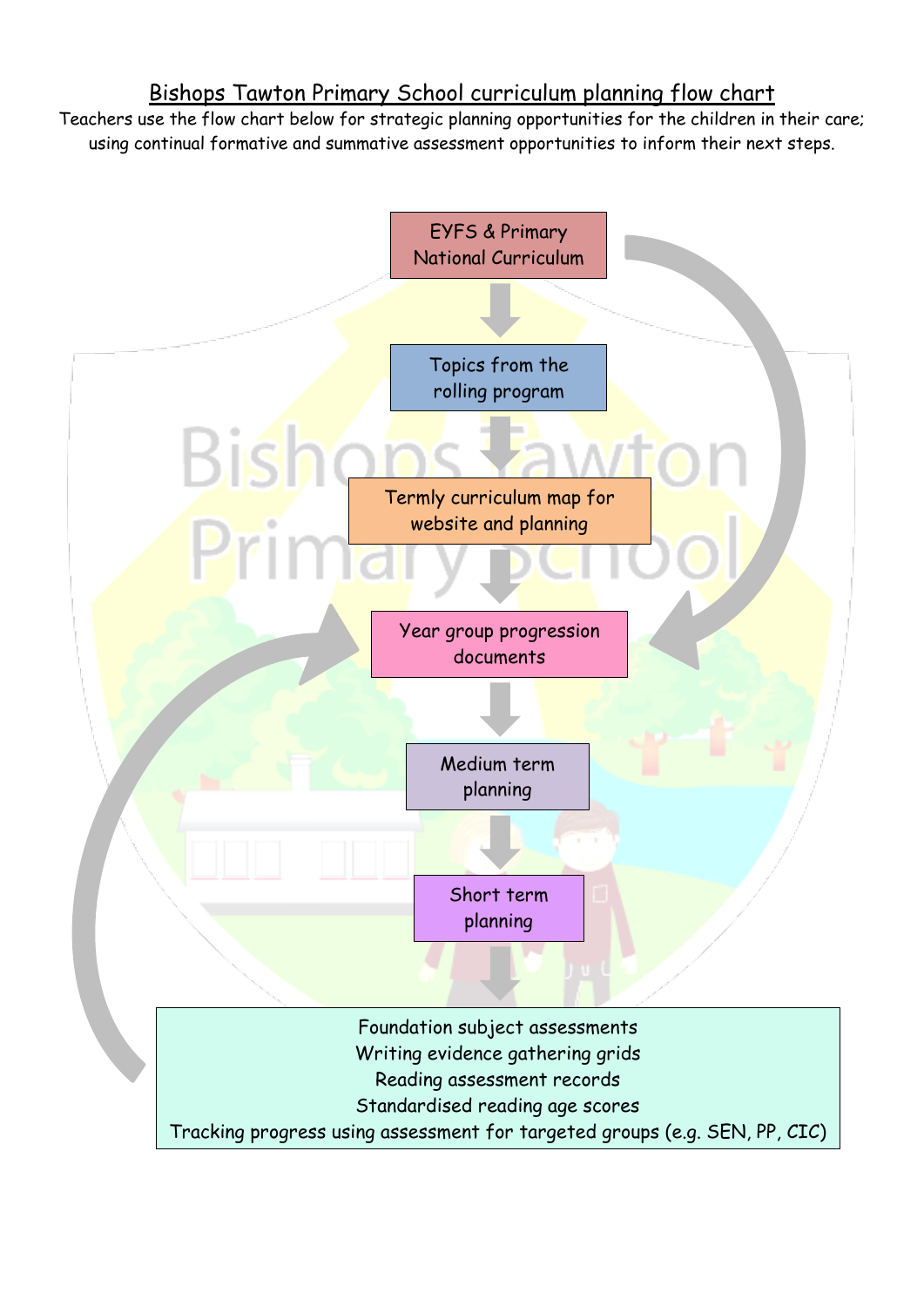# Bishops Tawton Primary School curriculum planning flow chart

Teachers use the flow chart below for strategic planning opportunities for the children in their care; using continual formative and summative assessment opportunities to inform their next steps.

EYFS & Primary National Curriculum

Topics from the rolling program

Termly curriculum map for website and planning

Year group progression documents

Medium term planning

Short term planning

Foundation subject assessments
Writing evidence gathering grids
Reading assessment records
Standardised reading age scores
Tracking progress using assessment for targeted groups (e.g. SEN, PP, CIC)